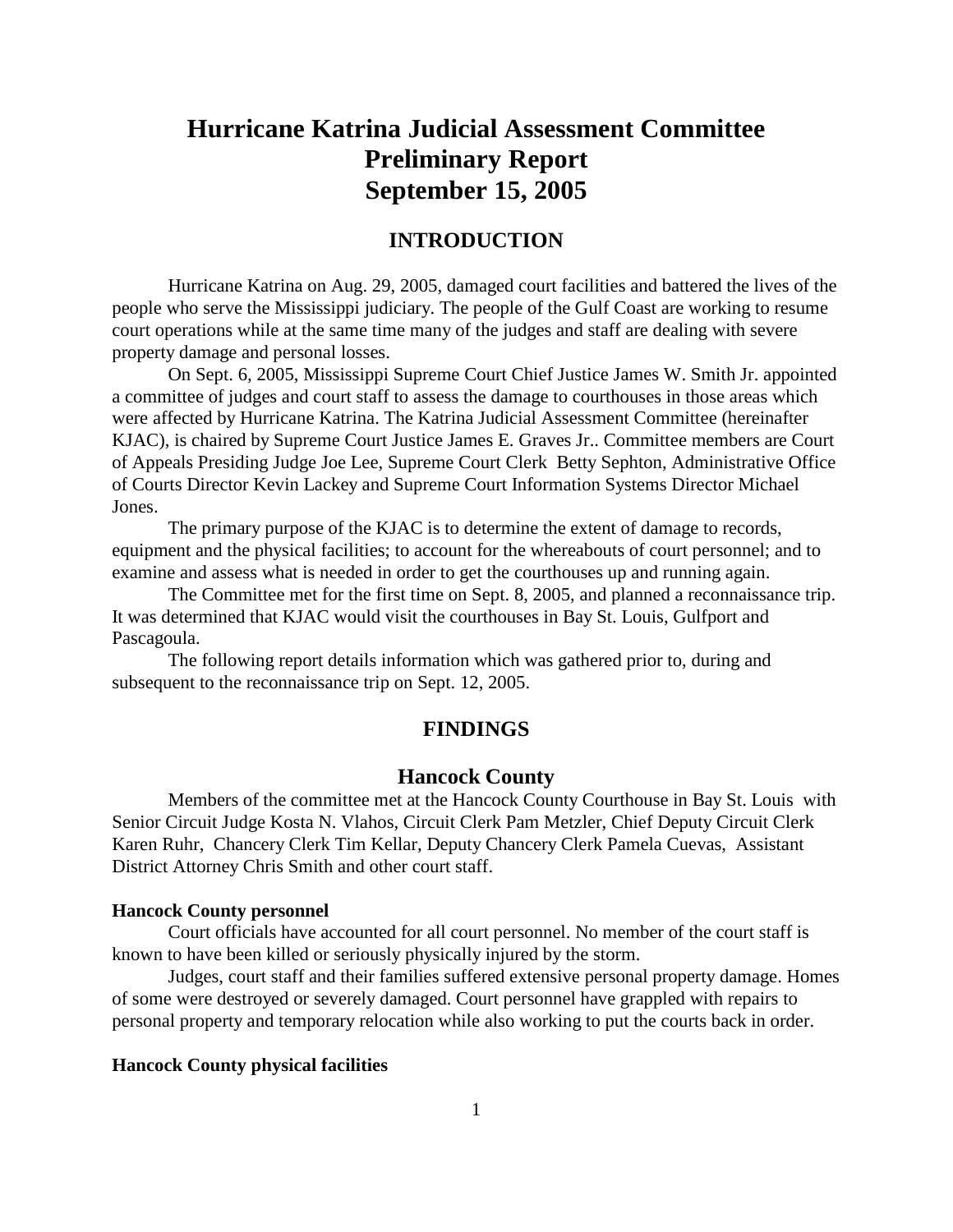# Hurricane Katrina Judicial Assessment Committee Preliminary Report September 15, 2005

## INTRODUCTION

Hurricane Katrina on Aug. 29, 2005, damaged court facilities and battered the lives of the people who serve the Mississippi judiciary. The people of the Gulf Coast are working to resume court operations while at the same time many of the judges and staff are dealing with severe property damage and personal losses.

On Sept. 6, 2005, Mississippi Supreme Court Chief Justice James W. Smith Jr. appointed a committee of judges and court staff to assess the damage to courthouses in those areas which were affected by Hurricane Katrina. The Katrina Judicial Assessment Committee (hereinafter KJAC), is chaired by Supreme Court Justice James E. Graves Jr.. Committee members are Court of Appeals Presiding Judge Joe Lee, Supreme Court Clerk Betty Sephton, Administrative Office of Courts Director Kevin Lackey and Supreme Court Information Systems Director Michael Jones.

The primary purpose of the KJAC is to determine the extent of damage to records, equipment and the physical facilities; to account for the whereabouts of court personnel; and to examine and assess what is needed in order to get the courthouses up and running again.

The Committee met for the first time on Sept. 8, 2005, and planned a reconnaissance trip. It was determined that KJAC would visit the courthouses in Bay St. Louis, Gulfport and Pascagoula.

The following report details information which was gathered prior to, during and subsequent to the reconnaissance trip on Sept. 12, 2005.

## FINDINGS

### Hancock County

Members of the committee met at the Hancock County Courthouse in Bay St. Louis with Senior Circuit Judge Kosta N. Vlahos, Circuit Clerk Pam Metzler, Chief Deputy Circuit Clerk Karen Ruhr, Chancery Clerk Tim Kellar, Deputy Chancery Clerk Pamela Cuevas, Assistant District Attorney Chris Smith and other court staff.

**Hancock County personnel**

Court officials have accounted for all court personnel. No member of the court staff is known to have been killed or seriously physically injured by the storm.

Judges, court staff and their families suffered extensive personal property damage. Homes of some were destroyed or severely damaged. Court personnel have grappled with repairs to personal property and temporary relocation while also working to put the courts back in order.

**Hancock County physical facilities**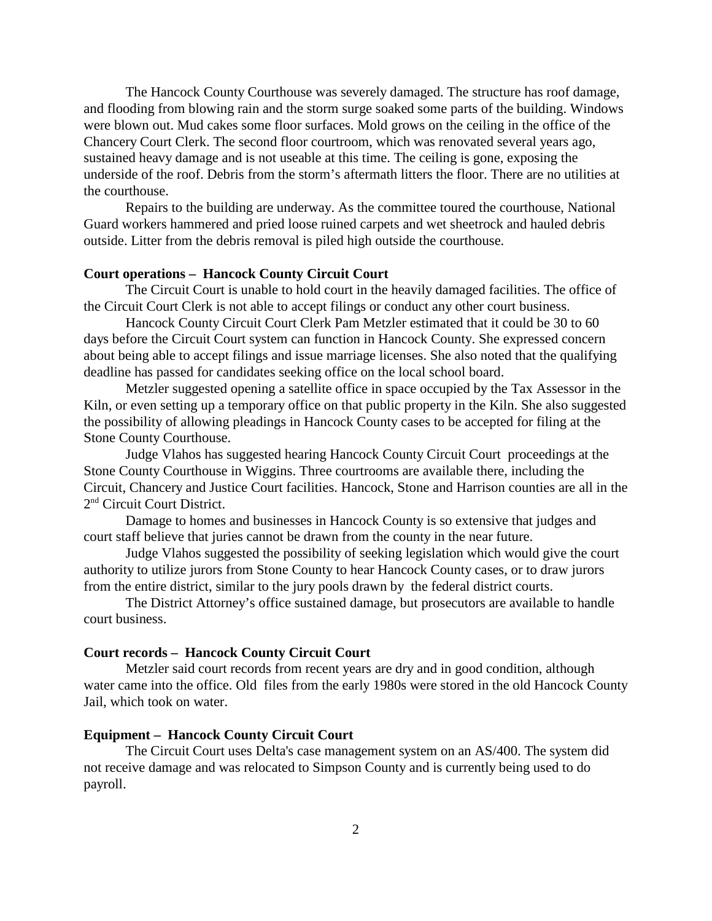The Hancock County Courthouse was severely damaged. The structure has roof damage, and flooding from blowing rain and the storm surge soaked some parts of the building. Windows were blown out. Mud cakes some floor surfaces. Mold grows on the ceiling in the office of the Chancery Court Clerk. The second floor courtroom, which was renovated several years ago, sustained heavy damage and is not useable at this time. The ceiling is gone, exposing the underside of the roof. Debris from the storm's aftermath litters the floor. There are no utilities at the courthouse.

Repairs to the building are underway. As the committee toured the courthouse, National Guard workers hammered and pried loose ruined carpets and wet sheetrock and hauled debris outside. Litter from the debris removal is piled high outside the courthouse.

**Court operations – Hancock County Circuit Court**

The Circuit Court is unable to hold court in the heavily damaged facilities. The office of the Circuit Court Clerk is not able to accept filings or conduct any other court business.

Hancock County Circuit Court Clerk Pam Metzler estimated that it could be 30 to 60 days before the Circuit Court system can function in Hancock County. She expressed concern about being able to accept filings and issue marriage licenses. She also noted that the qualifying deadline has passed for candidates seeking office on the local school board.

Metzler suggested opening a satellite office in space occupied by the Tax Assessor in the Kiln, or even setting up a temporary office on that public property in the Kiln. She also suggested the possibility of allowing pleadings in Hancock County cases to be accepted for filing at the Stone County Courthouse.

Judge Vlahos has suggested hearing Hancock County Circuit Court proceedings at the Stone County Courthouse in Wiggins. Three courtrooms are available there, including the Circuit, Chancery and Justice Court facilities. Hancock, Stone and Harrison counties are all in the 2nd Circuit Court District.

Damage to homes and businesses in Hancock County is so extensive that judges and court staff believe that juries cannot be drawn from the county in the near future.

Judge Vlahos suggested the possibility of seeking legislation which would give the court authority to utilize jurors from Stone County to hear Hancock County cases, or to draw jurors from the entire district, similar to the jury pools drawn by the federal district courts.

The District Attorney's office sustained damage, but prosecutors are available to handle court business.

**Court records – Hancock County Circuit Court**

Metzler said court records from recent years are dry and in good condition, although water came into the office. Old files from the early 1980s were stored in the old Hancock County Jail, which took on water.

**Equipment – Hancock County Circuit Court**

The Circuit Court uses Delta's case management system on an AS/400. The system did not receive damage and was relocated to Simpson County and is currently being used to do payroll.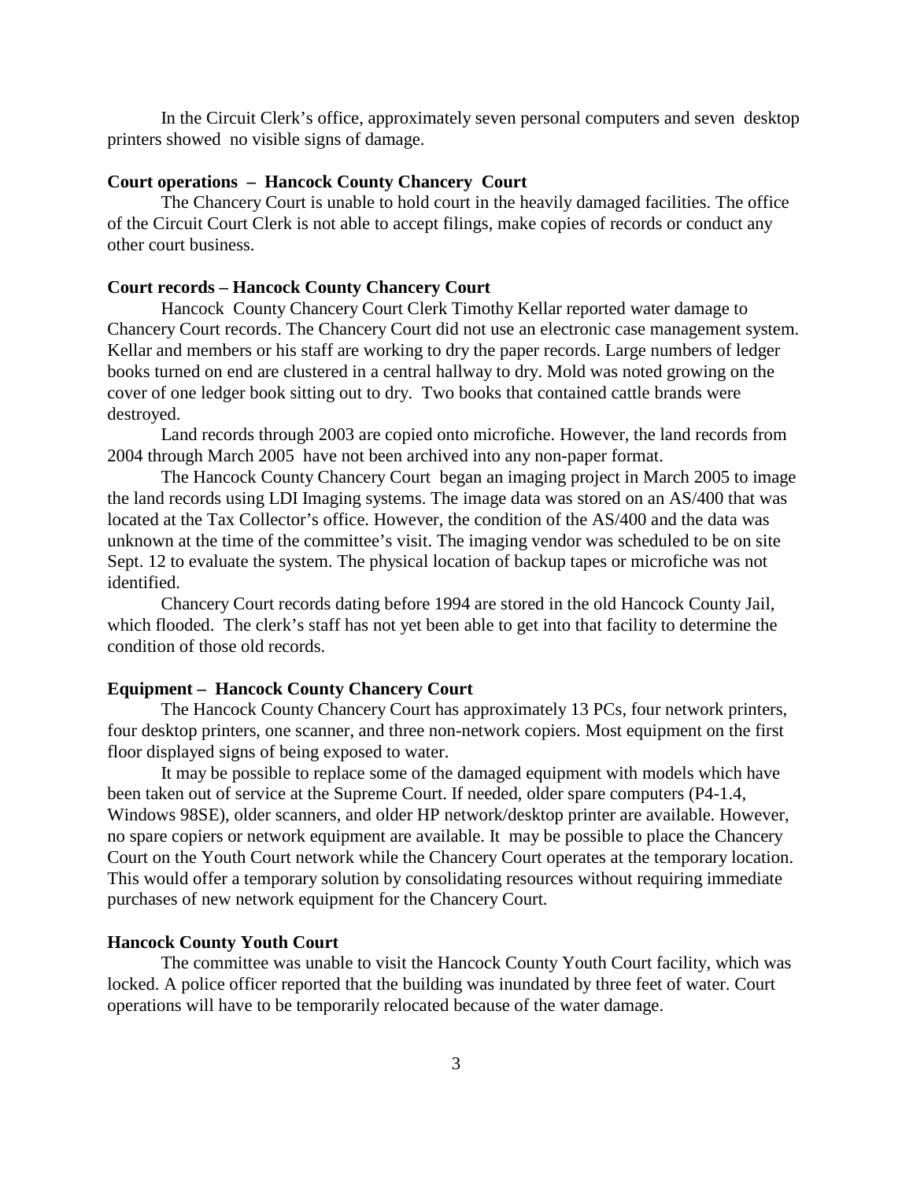In the Circuit Clerk's office, approximately seven personal computers and seven desktop printers showed no visible signs of damage.

**Court operations – Hancock County Chancery Court**

The Chancery Court is unable to hold court in the heavily damaged facilities. The office of the Circuit Court Clerk is not able to accept filings, make copies of records or conduct any other court business.

**Court records – Hancock County Chancery Court**

Hancock County Chancery Court Clerk Timothy Kellar reported water damage to Chancery Court records. The Chancery Court did not use an electronic case management system. Kellar and members or his staff are working to dry the paper records. Large numbers of ledger books turned on end are clustered in a central hallway to dry. Mold was noted growing on the cover of one ledger book sitting out to dry. Two books that contained cattle brands were destroyed.

Land records through 2003 are copied onto microfiche. However, the land records from 2004 through March 2005 have not been archived into any non-paper format.

The Hancock County Chancery Court began an imaging project in March 2005 to image the land records using LDI Imaging systems. The image data was stored on an AS/400 that was located at the Tax Collector's office. However, the condition of the AS/400 and the data was unknown at the time of the committee's visit. The imaging vendor was scheduled to be on site Sept. 12 to evaluate the system. The physical location of backup tapes or microfiche was not identified.

Chancery Court records dating before 1994 are stored in the old Hancock County Jail, which flooded. The clerk's staff has not yet been able to get into that facility to determine the condition of those old records.

**Equipment – Hancock County Chancery Court**

The Hancock County Chancery Court has approximately 13 PCs, four network printers, four desktop printers, one scanner, and three non-network copiers. Most equipment on the first floor displayed signs of being exposed to water.

It may be possible to replace some of the damaged equipment with models which have been taken out of service at the Supreme Court. If needed, older spare computers (P4-1.4, Windows 98SE), older scanners, and older HP network/desktop printer are available. However, no spare copiers or network equipment are available. It may be possible to place the Chancery Court on the Youth Court network while the Chancery Court operates at the temporary location. This would offer a temporary solution by consolidating resources without requiring immediate purchases of new network equipment for the Chancery Court.

**Hancock County Youth Court**

The committee was unable to visit the Hancock County Youth Court facility, which was locked. A police officer reported that the building was inundated by three feet of water. Court operations will have to be temporarily relocated because of the water damage.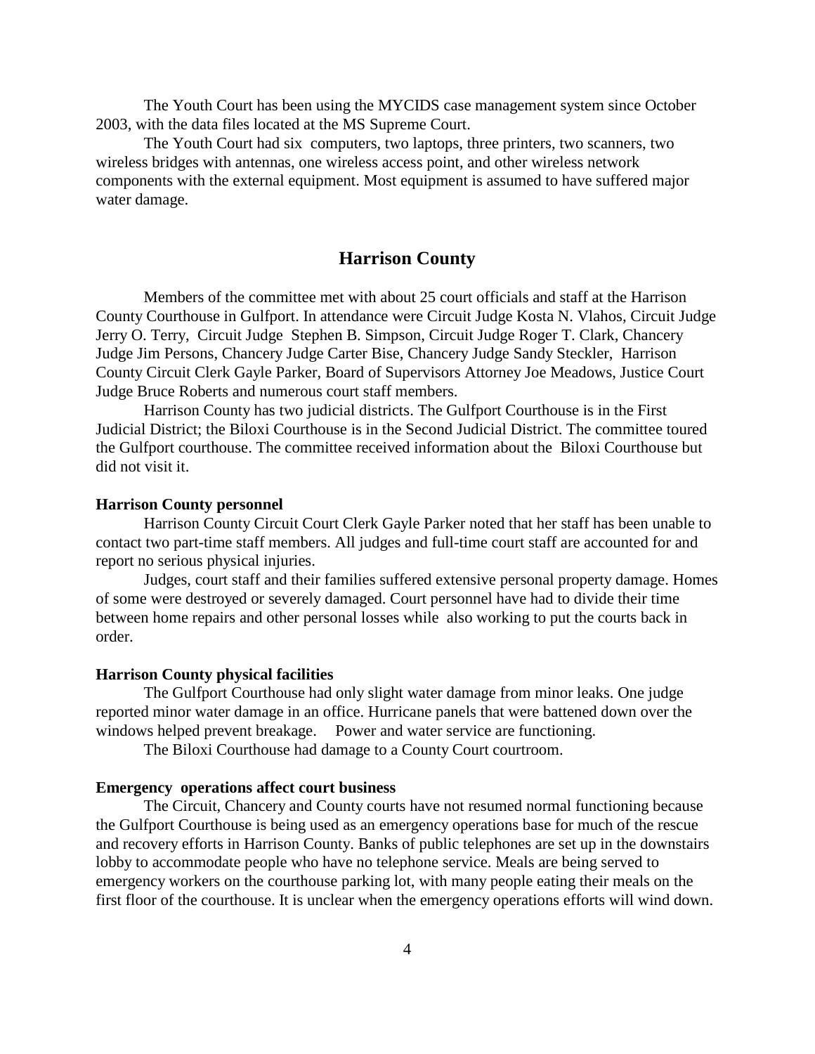The Youth Court has been using the MYCIDS case management system since October 2003, with the data files located at the MS Supreme Court.

The Youth Court had six computers, two laptops, three printers, two scanners, two wireless bridges with antennas, one wireless access point, and other wireless network components with the external equipment. Most equipment is assumed to have suffered major water damage.

## Harrison County

Members of the committee met with about 25 court officials and staff at the Harrison County Courthouse in Gulfport. In attendance were Circuit Judge Kosta N. Vlahos, Circuit Judge Jerry O. Terry, Circuit Judge Stephen B. Simpson, Circuit Judge Roger T. Clark, Chancery Judge Jim Persons, Chancery Judge Carter Bise, Chancery Judge Sandy Steckler, Harrison County Circuit Clerk Gayle Parker, Board of Supervisors Attorney Joe Meadows, Justice Court Judge Bruce Roberts and numerous court staff members.

Harrison County has two judicial districts. The Gulfport Courthouse is in the First Judicial District; the Biloxi Courthouse is in the Second Judicial District. The committee toured the Gulfport courthouse. The committee received information about the Biloxi Courthouse but did not visit it.

**Harrison County personnel**

Harrison County Circuit Court Clerk Gayle Parker noted that her staff has been unable to contact two part-time staff members. All judges and full-time court staff are accounted for and report no serious physical injuries.

Judges, court staff and their families suffered extensive personal property damage. Homes of some were destroyed or severely damaged. Court personnel have had to divide their time between home repairs and other personal losses while also working to put the courts back in order.

**Harrison County physical facilities**

The Gulfport Courthouse had only slight water damage from minor leaks. One judge reported minor water damage in an office. Hurricane panels that were battened down over the windows helped prevent breakage. Power and water service are functioning.

The Biloxi Courthouse had damage to a County Court courtroom.

**Emergency operations affect court business**

The Circuit, Chancery and County courts have not resumed normal functioning because the Gulfport Courthouse is being used as an emergency operations base for much of the rescue and recovery efforts in Harrison County. Banks of public telephones are set up in the downstairs lobby to accommodate people who have no telephone service. Meals are being served to emergency workers on the courthouse parking lot, with many people eating their meals on the first floor of the courthouse. It is unclear when the emergency operations efforts will wind down.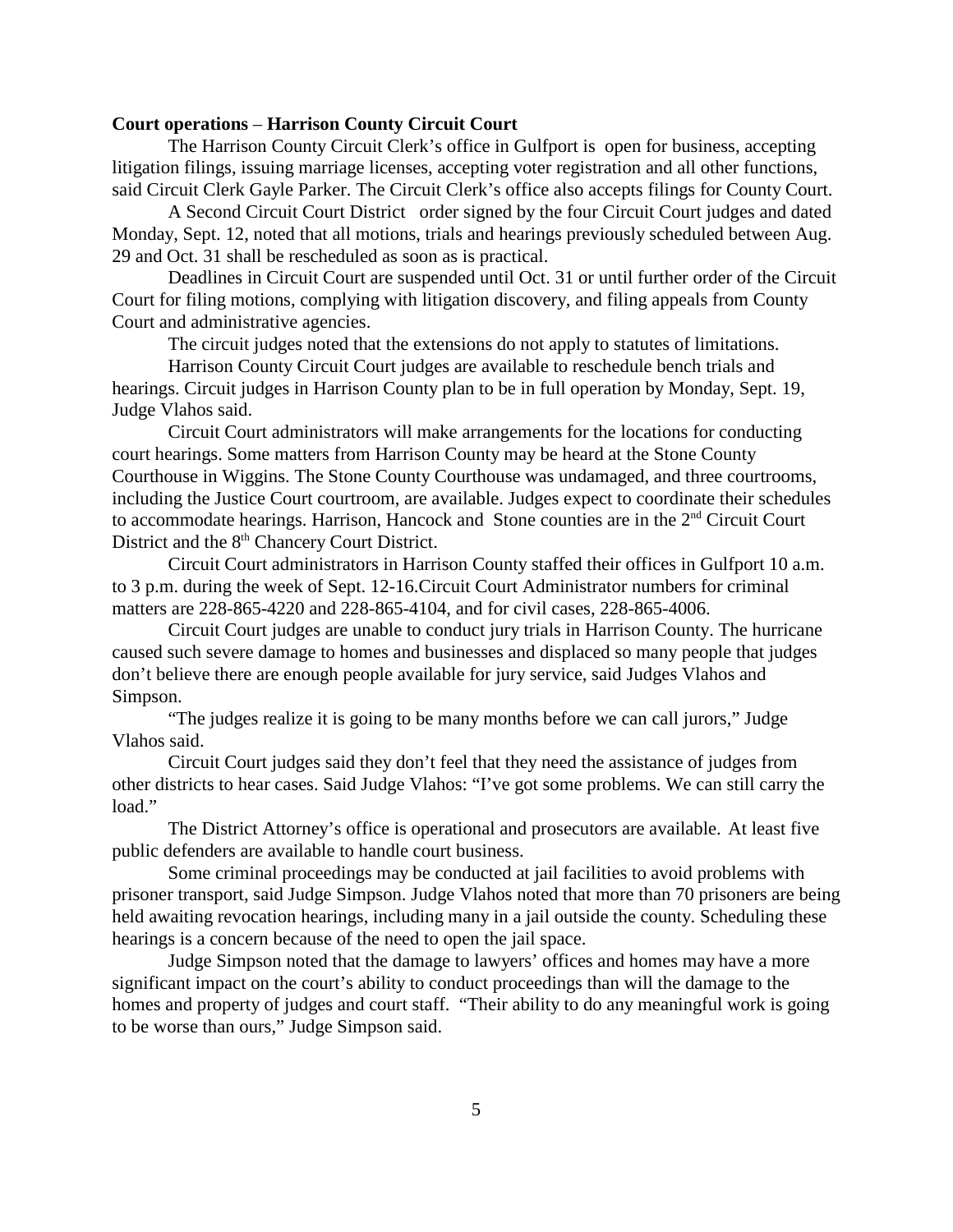**Court operations** – **Harrison County Circuit Court**

The Harrison County Circuit Clerk's office in Gulfport is open for business, accepting litigation filings, issuing marriage licenses, accepting voter registration and all other functions, said Circuit Clerk Gayle Parker. The Circuit Clerk's office also accepts filings for County Court.

A Second Circuit Court District order signed by the four Circuit Court judges and dated Monday, Sept. 12, noted that all motions, trials and hearings previously scheduled between Aug. 29 and Oct. 31 shall be rescheduled as soon as is practical.

Deadlines in Circuit Court are suspended until Oct. 31 or until further order of the Circuit Court for filing motions, complying with litigation discovery, and filing appeals from County Court and administrative agencies.

The circuit judges noted that the extensions do not apply to statutes of limitations.

Harrison County Circuit Court judges are available to reschedule bench trials and hearings. Circuit judges in Harrison County plan to be in full operation by Monday, Sept. 19, Judge Vlahos said.

Circuit Court administrators will make arrangements for the locations for conducting court hearings. Some matters from Harrison County may be heard at the Stone County Courthouse in Wiggins. The Stone County Courthouse was undamaged, and three courtrooms, including the Justice Court courtroom, are available. Judges expect to coordinate their schedules to accommodate hearings. Harrison, Hancock and Stone counties are in the 2nd Circuit Court District and the 8th Chancery Court District.

Circuit Court administrators in Harrison County staffed their offices in Gulfport 10 a.m. to 3 p.m. during the week of Sept. 12-16.Circuit Court Administrator numbers for criminal matters are 228-865-4220 and 228-865-4104, and for civil cases, 228-865-4006.

Circuit Court judges are unable to conduct jury trials in Harrison County. The hurricane caused such severe damage to homes and businesses and displaced so many people that judges don't believe there are enough people available for jury service, said Judges Vlahos and Simpson.

"The judges realize it is going to be many months before we can call jurors," Judge Vlahos said.

Circuit Court judges said they don't feel that they need the assistance of judges from other districts to hear cases. Said Judge Vlahos: "I've got some problems. We can still carry the load."

The District Attorney's office is operational and prosecutors are available. At least five public defenders are available to handle court business.

Some criminal proceedings may be conducted at jail facilities to avoid problems with prisoner transport, said Judge Simpson. Judge Vlahos noted that more than 70 prisoners are being held awaiting revocation hearings, including many in a jail outside the county. Scheduling these hearings is a concern because of the need to open the jail space.

Judge Simpson noted that the damage to lawyers' offices and homes may have a more significant impact on the court's ability to conduct proceedings than will the damage to the homes and property of judges and court staff. "Their ability to do any meaningful work is going to be worse than ours," Judge Simpson said.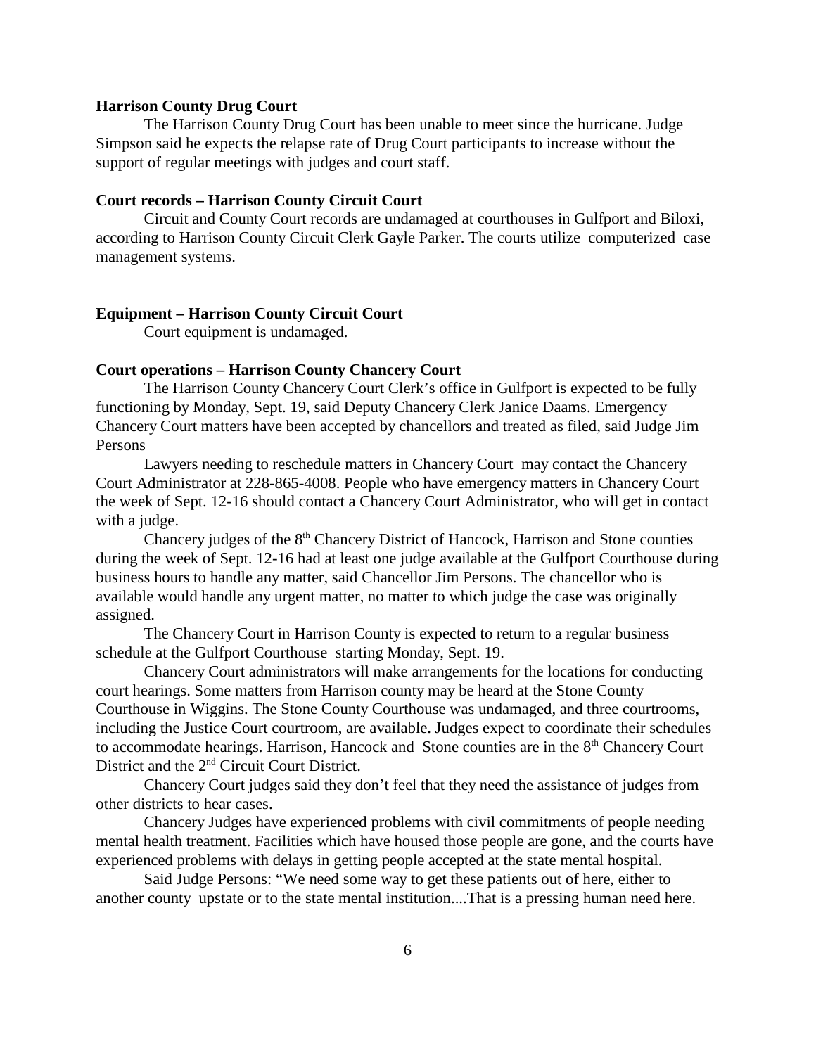**Harrison County Drug Court**

The Harrison County Drug Court has been unable to meet since the hurricane. Judge Simpson said he expects the relapse rate of Drug Court participants to increase without the support of regular meetings with judges and court staff.

**Court records – Harrison County Circuit Court**

Circuit and County Court records are undamaged at courthouses in Gulfport and Biloxi, according to Harrison County Circuit Clerk Gayle Parker. The courts utilize computerized case management systems.

**Equipment – Harrison County Circuit Court**

Court equipment is undamaged.

**Court operations – Harrison County Chancery Court**

The Harrison County Chancery Court Clerk's office in Gulfport is expected to be fully functioning by Monday, Sept. 19, said Deputy Chancery Clerk Janice Daams. Emergency Chancery Court matters have been accepted by chancellors and treated as filed, said Judge Jim Persons

Lawyers needing to reschedule matters in Chancery Court may contact the Chancery Court Administrator at 228-865-4008. People who have emergency matters in Chancery Court the week of Sept. 12-16 should contact a Chancery Court Administrator, who will get in contact with a judge.

Chancery judges of the 8th Chancery District of Hancock, Harrison and Stone counties during the week of Sept. 12-16 had at least one judge available at the Gulfport Courthouse during business hours to handle any matter, said Chancellor Jim Persons. The chancellor who is available would handle any urgent matter, no matter to which judge the case was originally assigned.

The Chancery Court in Harrison County is expected to return to a regular business schedule at the Gulfport Courthouse starting Monday, Sept. 19.

Chancery Court administrators will make arrangements for the locations for conducting court hearings. Some matters from Harrison county may be heard at the Stone County Courthouse in Wiggins. The Stone County Courthouse was undamaged, and three courtrooms, including the Justice Court courtroom, are available. Judges expect to coordinate their schedules to accommodate hearings. Harrison, Hancock and Stone counties are in the 8th Chancery Court District and the 2nd Circuit Court District.

Chancery Court judges said they don't feel that they need the assistance of judges from other districts to hear cases.

Chancery Judges have experienced problems with civil commitments of people needing mental health treatment. Facilities which have housed those people are gone, and the courts have experienced problems with delays in getting people accepted at the state mental hospital.

Said Judge Persons: "We need some way to get these patients out of here, either to another county upstate or to the state mental institution....That is a pressing human need here.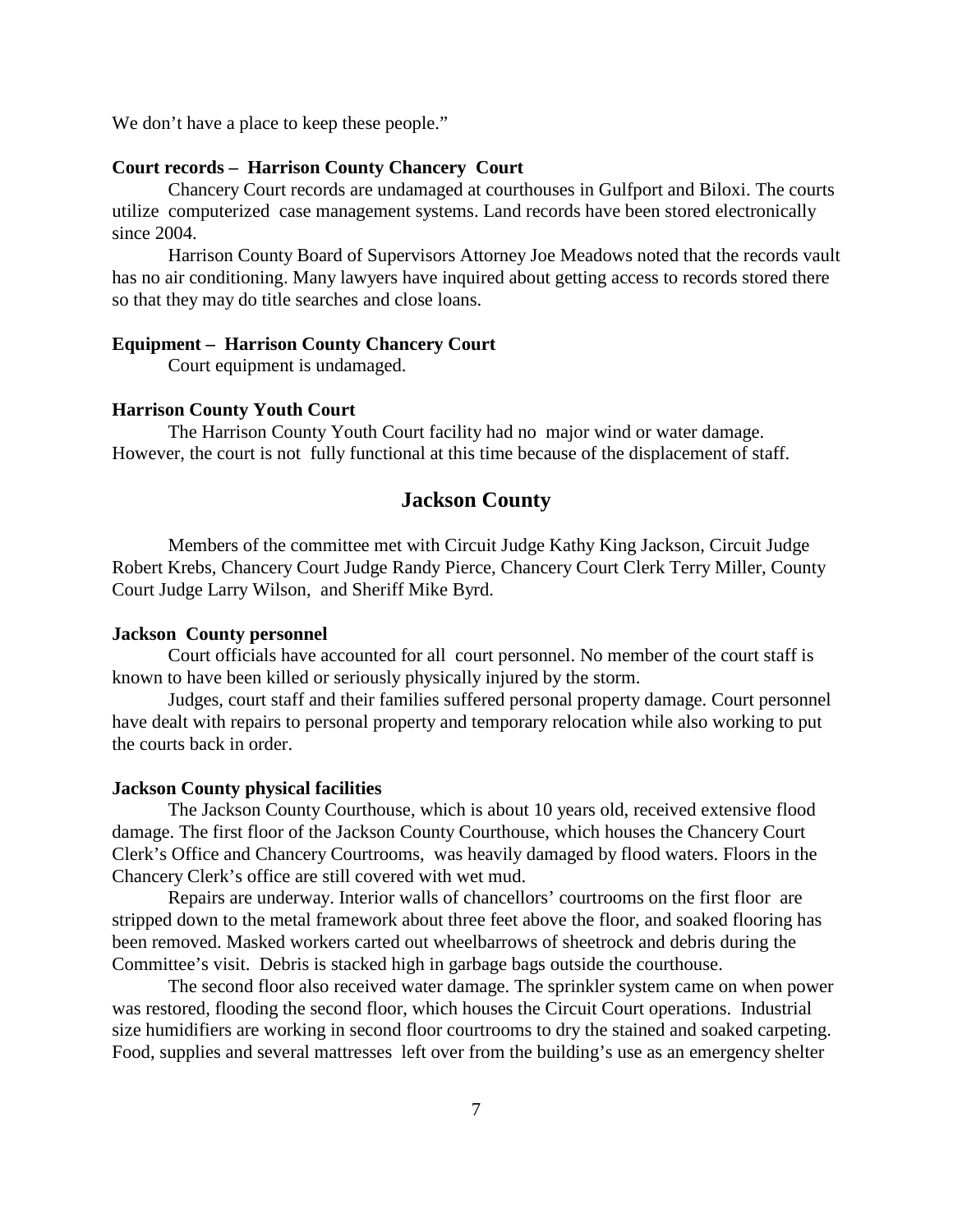We don't have a place to keep these people."

**Court records – Harrison County Chancery Court**

Chancery Court records are undamaged at courthouses in Gulfport and Biloxi. The courts utilize computerized case management systems. Land records have been stored electronically since 2004.

Harrison County Board of Supervisors Attorney Joe Meadows noted that the records vault has no air conditioning. Many lawyers have inquired about getting access to records stored there so that they may do title searches and close loans.

**Equipment – Harrison County Chancery Court**

Court equipment is undamaged.

**Harrison County Youth Court**

The Harrison County Youth Court facility had no major wind or water damage. However, the court is not fully functional at this time because of the displacement of staff.

## Jackson County

Members of the committee met with Circuit Judge Kathy King Jackson, Circuit Judge Robert Krebs, Chancery Court Judge Randy Pierce, Chancery Court Clerk Terry Miller, County Court Judge Larry Wilson, and Sheriff Mike Byrd.

**Jackson County personnel**

Court officials have accounted for all court personnel. No member of the court staff is known to have been killed or seriously physically injured by the storm.

Judges, court staff and their families suffered personal property damage. Court personnel have dealt with repairs to personal property and temporary relocation while also working to put the courts back in order.

**Jackson County physical facilities**

The Jackson County Courthouse, which is about 10 years old, received extensive flood damage. The first floor of the Jackson County Courthouse, which houses the Chancery Court Clerk's Office and Chancery Courtrooms, was heavily damaged by flood waters. Floors in the Chancery Clerk's office are still covered with wet mud.

Repairs are underway. Interior walls of chancellors' courtrooms on the first floor are stripped down to the metal framework about three feet above the floor, and soaked flooring has been removed. Masked workers carted out wheelbarrows of sheetrock and debris during the Committee's visit. Debris is stacked high in garbage bags outside the courthouse.

The second floor also received water damage. The sprinkler system came on when power was restored, flooding the second floor, which houses the Circuit Court operations. Industrial size humidifiers are working in second floor courtrooms to dry the stained and soaked carpeting. Food, supplies and several mattresses left over from the building's use as an emergency shelter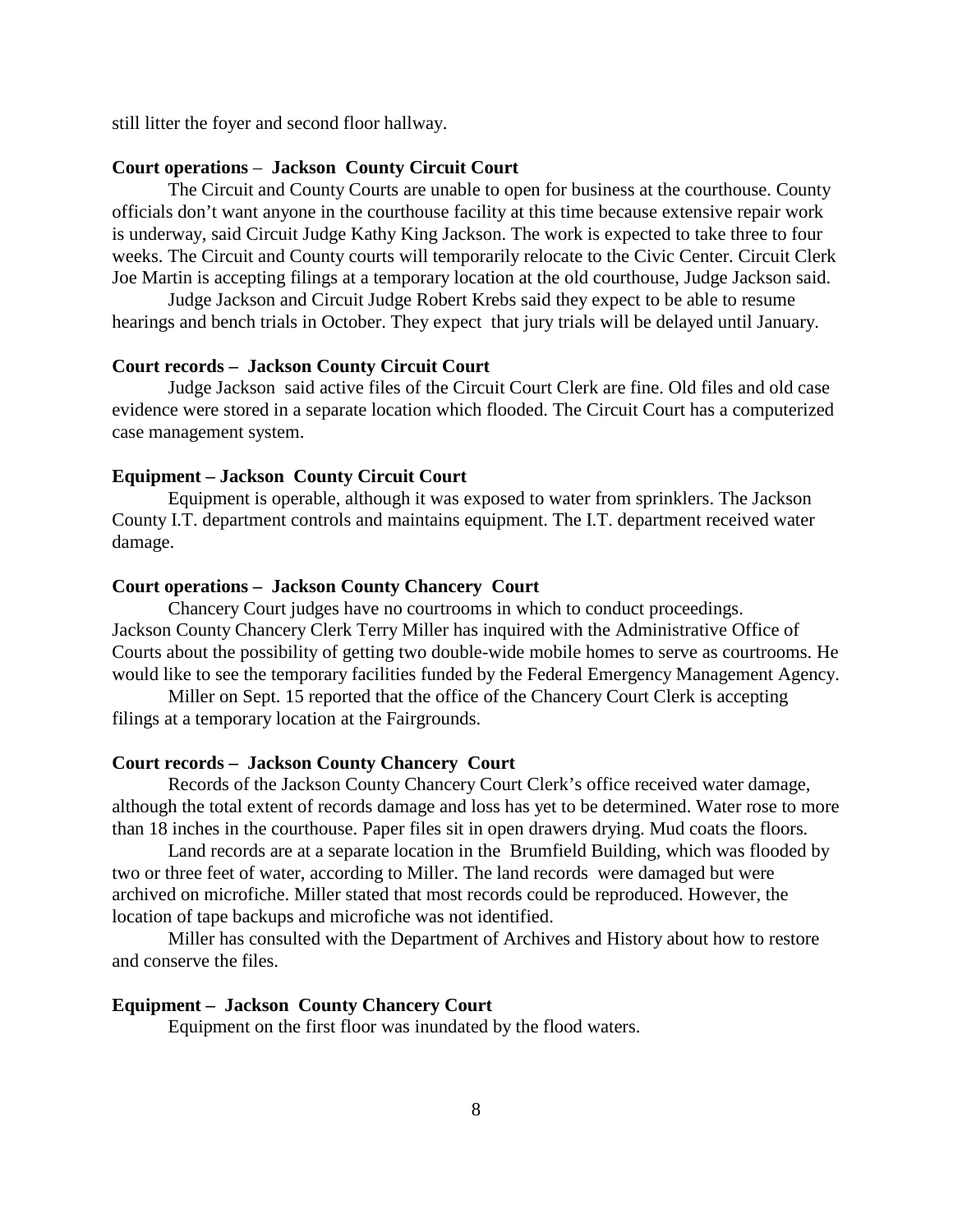still litter the foyer and second floor hallway.

**Court operations – Jackson County Circuit Court**

The Circuit and County Courts are unable to open for business at the courthouse. County officials don't want anyone in the courthouse facility at this time because extensive repair work is underway, said Circuit Judge Kathy King Jackson. The work is expected to take three to four weeks. The Circuit and County courts will temporarily relocate to the Civic Center. Circuit Clerk Joe Martin is accepting filings at a temporary location at the old courthouse, Judge Jackson said.

Judge Jackson and Circuit Judge Robert Krebs said they expect to be able to resume hearings and bench trials in October. They expect that jury trials will be delayed until January.

**Court records – Jackson County Circuit Court**

Judge Jackson said active files of the Circuit Court Clerk are fine. Old files and old case evidence were stored in a separate location which flooded. The Circuit Court has a computerized case management system.

**Equipment – Jackson County Circuit Court**

Equipment is operable, although it was exposed to water from sprinklers. The Jackson County I.T. department controls and maintains equipment. The I.T. department received water damage.

**Court operations – Jackson County Chancery Court**

Chancery Court judges have no courtrooms in which to conduct proceedings. Jackson County Chancery Clerk Terry Miller has inquired with the Administrative Office of Courts about the possibility of getting two double-wide mobile homes to serve as courtrooms. He would like to see the temporary facilities funded by the Federal Emergency Management Agency.

Miller on Sept. 15 reported that the office of the Chancery Court Clerk is accepting filings at a temporary location at the Fairgrounds.

**Court records – Jackson County Chancery Court**

Records of the Jackson County Chancery Court Clerk's office received water damage, although the total extent of records damage and loss has yet to be determined. Water rose to more than 18 inches in the courthouse. Paper files sit in open drawers drying. Mud coats the floors.

Land records are at a separate location in the Brumfield Building, which was flooded by two or three feet of water, according to Miller. The land records were damaged but were archived on microfiche. Miller stated that most records could be reproduced. However, the location of tape backups and microfiche was not identified.

Miller has consulted with the Department of Archives and History about how to restore and conserve the files.

**Equipment – Jackson County Chancery Court**

Equipment on the first floor was inundated by the flood waters.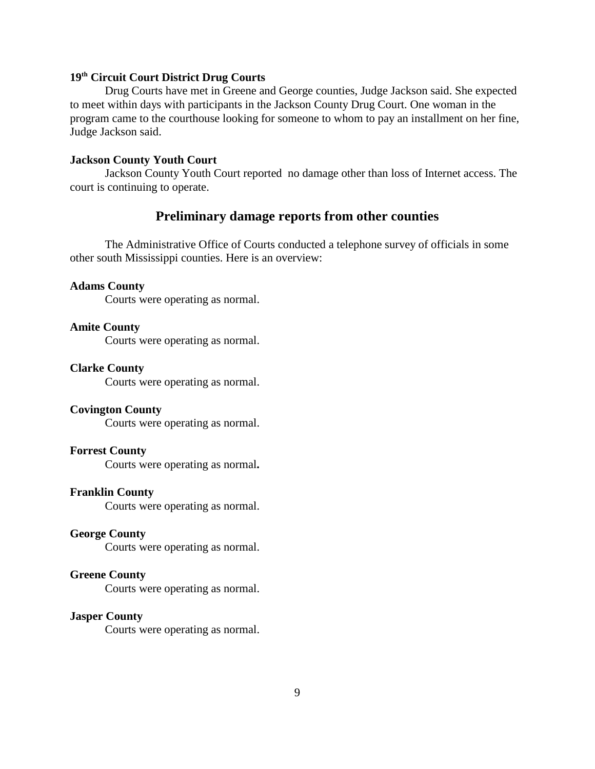**19th Circuit Court District Drug Courts**

Drug Courts have met in Greene and George counties, Judge Jackson said. She expected to meet within days with participants in the Jackson County Drug Court. One woman in the program came to the courthouse looking for someone to whom to pay an installment on her fine, Judge Jackson said.

**Jackson County Youth Court**

Jackson County Youth Court reported no damage other than loss of Internet access. The court is continuing to operate.

## Preliminary damage reports from other counties

The Administrative Office of Courts conducted a telephone survey of officials in some other south Mississippi counties. Here is an overview:

**Adams County**

Courts were operating as normal.

**Amite County**

Courts were operating as normal.

**Clarke County**

Courts were operating as normal.

**Covington County**

Courts were operating as normal.

**Forrest County**

Courts were operating as normal.

**Franklin County**

Courts were operating as normal.

**George County**

Courts were operating as normal.

**Greene County**

Courts were operating as normal.

**Jasper County**

Courts were operating as normal.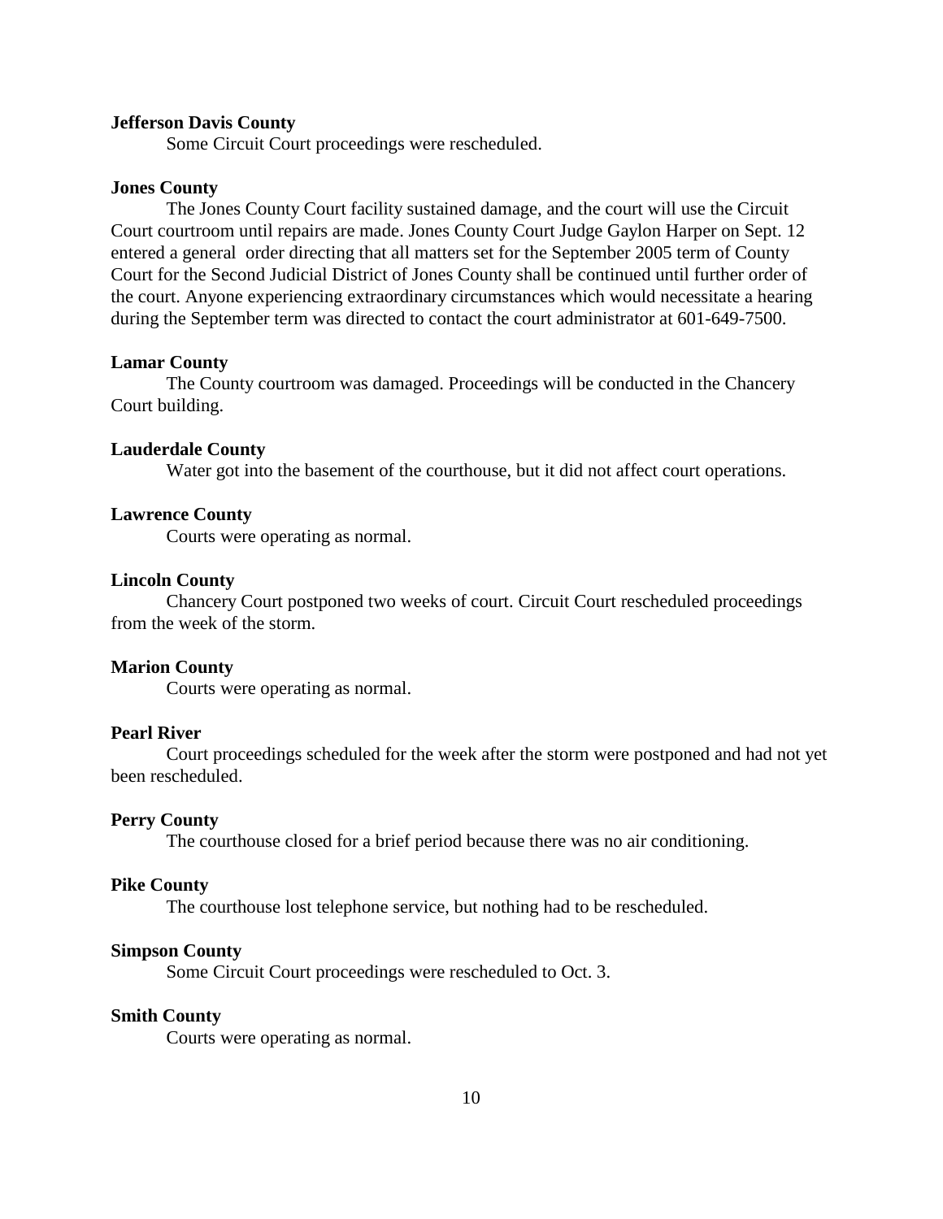**Jefferson Davis County**

Some Circuit Court proceedings were rescheduled.

**Jones County**

The Jones County Court facility sustained damage, and the court will use the Circuit Court courtroom until repairs are made. Jones County Court Judge Gaylon Harper on Sept. 12 entered a general order directing that all matters set for the September 2005 term of County Court for the Second Judicial District of Jones County shall be continued until further order of the court. Anyone experiencing extraordinary circumstances which would necessitate a hearing during the September term was directed to contact the court administrator at 601-649-7500.

**Lamar County**

The County courtroom was damaged. Proceedings will be conducted in the Chancery Court building.

**Lauderdale County**

Water got into the basement of the courthouse, but it did not affect court operations.

**Lawrence County**

Courts were operating as normal.

**Lincoln County**

Chancery Court postponed two weeks of court. Circuit Court rescheduled proceedings from the week of the storm.

**Marion County**

Courts were operating as normal.

**Pearl River**

Court proceedings scheduled for the week after the storm were postponed and had not yet been rescheduled.

**Perry County**

The courthouse closed for a brief period because there was no air conditioning.

**Pike County**

The courthouse lost telephone service, but nothing had to be rescheduled.

**Simpson County**

Some Circuit Court proceedings were rescheduled to Oct. 3.

**Smith County**

Courts were operating as normal.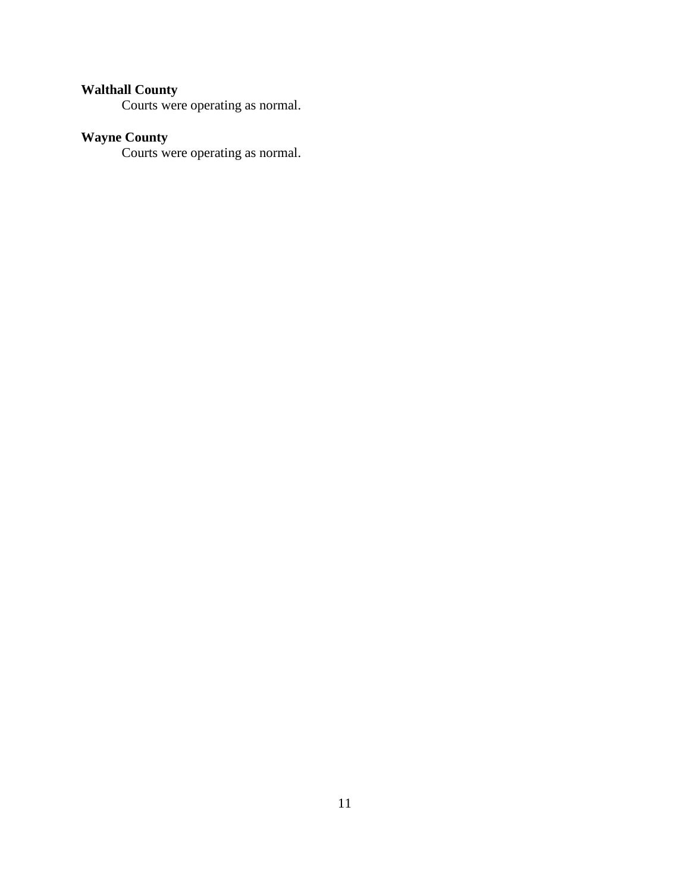**Walthall County**

Courts were operating as normal.

**Wayne County**

Courts were operating as normal.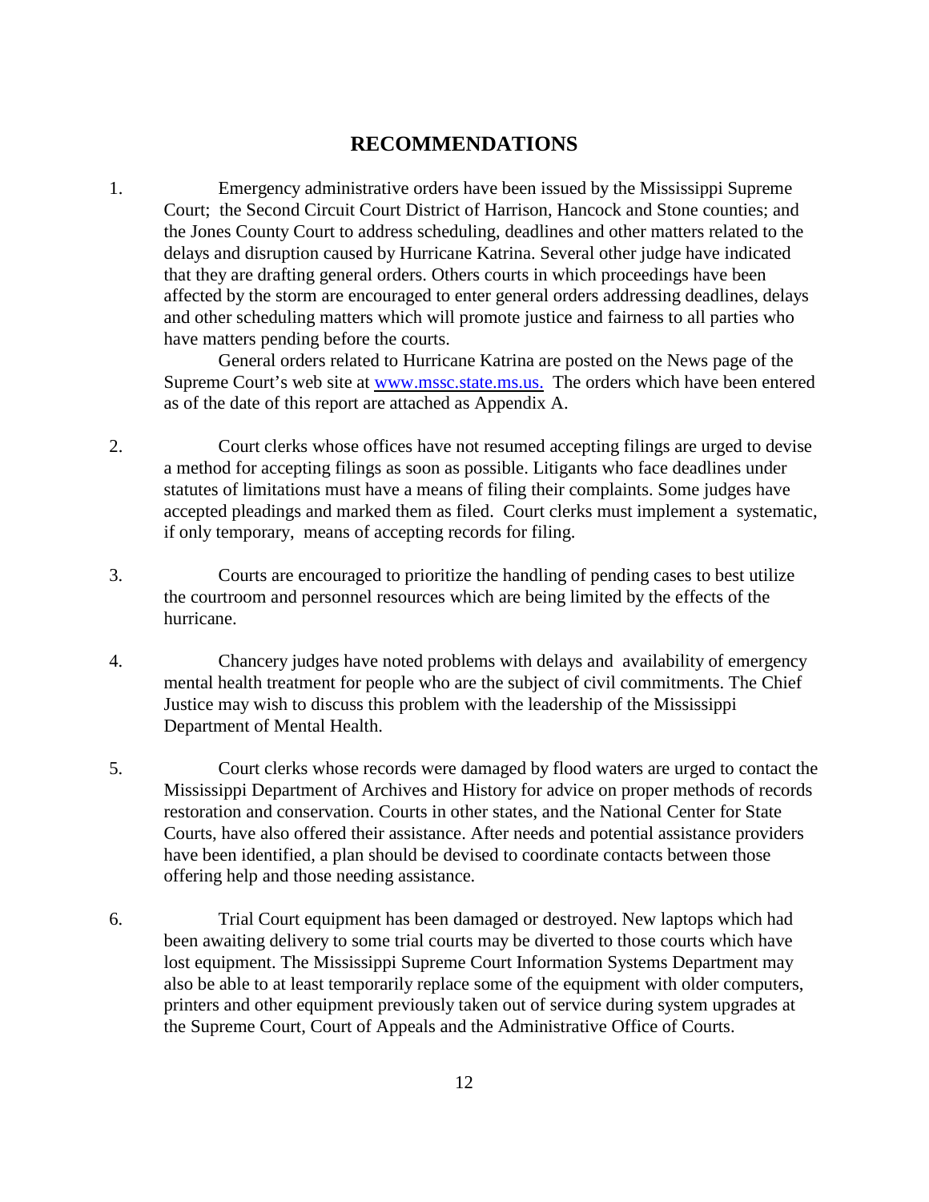# RECOMMENDATIONS

1. Emergency administrative orders have been issued by the Mississippi Supreme Court; the Second Circuit Court District of Harrison, Hancock and Stone counties; and the Jones County Court to address scheduling, deadlines and other matters related to the delays and disruption caused by Hurricane Katrina. Several other judge have indicated that they are drafting general orders. Others courts in which proceedings have been affected by the storm are encouraged to enter general orders addressing deadlines, delays and other scheduling matters which will promote justice and fairness to all parties who have matters pending before the courts.

   General orders related to Hurricane Katrina are posted on the News page of the Supreme Court's web site at www.mssc.state.ms.us. The orders which have been entered as of the date of this report are attached as Appendix A.

2. Court clerks whose offices have not resumed accepting filings are urged to devise a method for accepting filings as soon as possible. Litigants who face deadlines under statutes of limitations must have a means of filing their complaints. Some judges have accepted pleadings and marked them as filed. Court clerks must implement a systematic, if only temporary, means of accepting records for filing.

3. Courts are encouraged to prioritize the handling of pending cases to best utilize the courtroom and personnel resources which are being limited by the effects of the hurricane.

4. Chancery judges have noted problems with delays and availability of emergency mental health treatment for people who are the subject of civil commitments. The Chief Justice may wish to discuss this problem with the leadership of the Mississippi Department of Mental Health.

5. Court clerks whose records were damaged by flood waters are urged to contact the Mississippi Department of Archives and History for advice on proper methods of records restoration and conservation. Courts in other states, and the National Center for State Courts, have also offered their assistance. After needs and potential assistance providers have been identified, a plan should be devised to coordinate contacts between those offering help and those needing assistance.

6. Trial Court equipment has been damaged or destroyed. New laptops which had been awaiting delivery to some trial courts may be diverted to those courts which have lost equipment. The Mississippi Supreme Court Information Systems Department may also be able to at least temporarily replace some of the equipment with older computers, printers and other equipment previously taken out of service during system upgrades at the Supreme Court, Court of Appeals and the Administrative Office of Courts.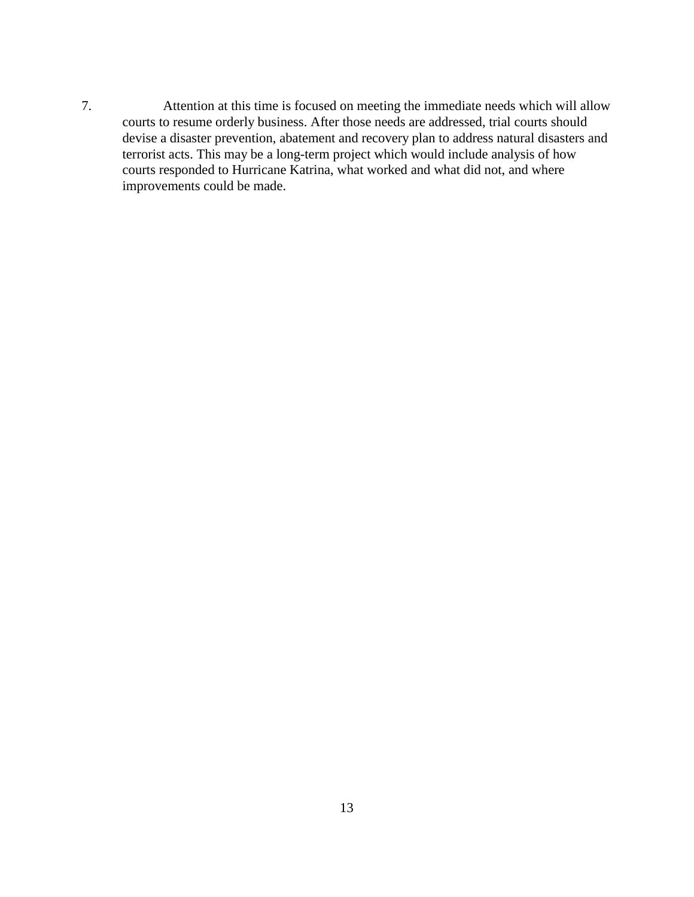7. Attention at this time is focused on meeting the immediate needs which will allow courts to resume orderly business. After those needs are addressed, trial courts should devise a disaster prevention, abatement and recovery plan to address natural disasters and terrorist acts. This may be a long-term project which would include analysis of how courts responded to Hurricane Katrina, what worked and what did not, and where improvements could be made.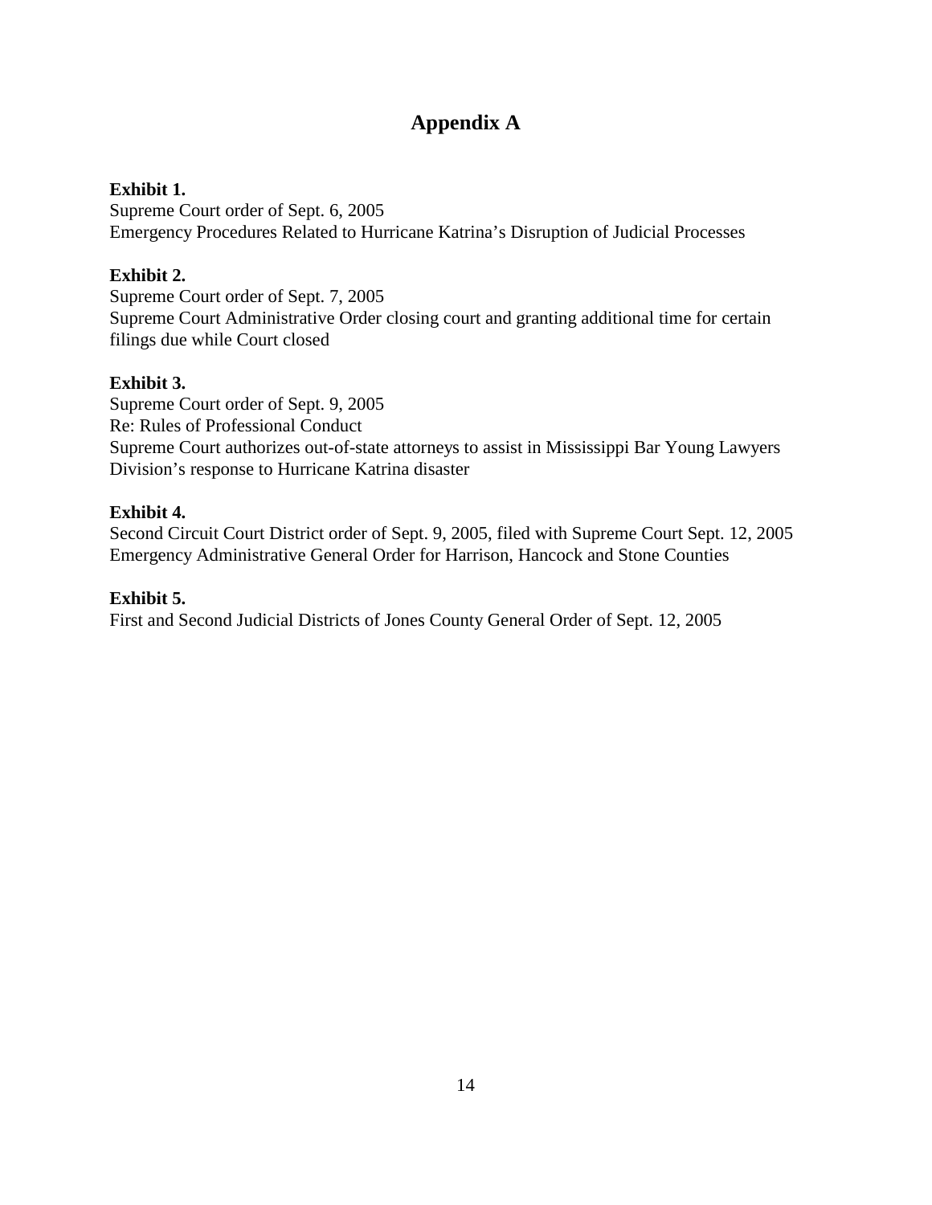# Appendix A

**Exhibit 1.**
Supreme Court order of Sept. 6, 2005
Emergency Procedures Related to Hurricane Katrina's Disruption of Judicial Processes

**Exhibit 2.**
Supreme Court order of Sept. 7, 2005
Supreme Court Administrative Order closing court and granting additional time for certain filings due while Court closed

**Exhibit 3.**
Supreme Court order of Sept. 9, 2005
Re: Rules of Professional Conduct
Supreme Court authorizes out-of-state attorneys to assist in Mississippi Bar Young Lawyers Division's response to Hurricane Katrina disaster

**Exhibit 4.**
Second Circuit Court District order of Sept. 9, 2005, filed with Supreme Court Sept. 12, 2005
Emergency Administrative General Order for Harrison, Hancock and Stone Counties

**Exhibit 5.**
First and Second Judicial Districts of Jones County General Order of Sept. 12, 2005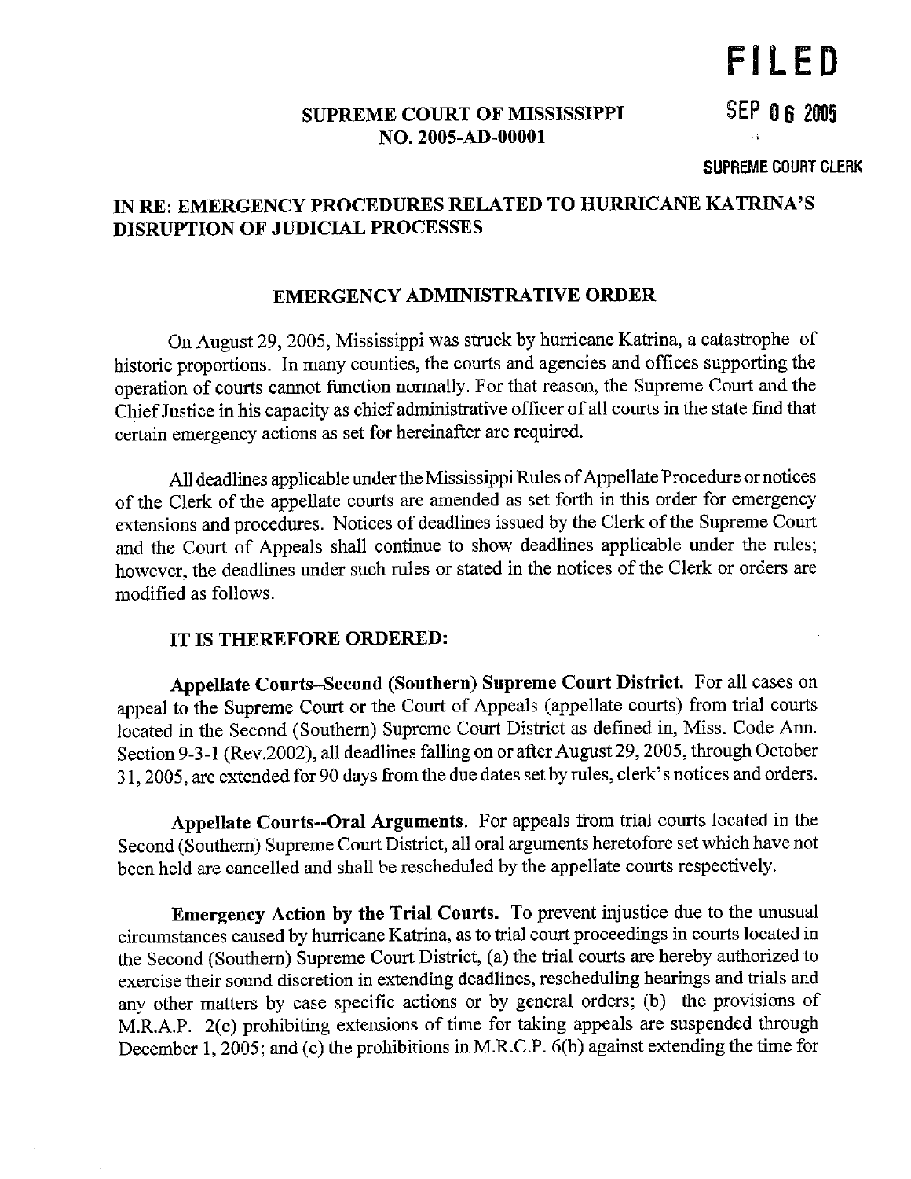**FILED**

**SEP 06 2005**

**SUPREME COURT CLERK**

**SUPREME COURT OF MISSISSIPPI**
**NO. 2005-AD-00001**

## IN RE: EMERGENCY PROCEDURES RELATED TO HURRICANE KATRINA'S DISRUPTION OF JUDICIAL PROCESSES

### EMERGENCY ADMINISTRATIVE ORDER

On August 29, 2005, Mississippi was struck by hurricane Katrina, a catastrophe of historic proportions. In many counties, the courts and agencies and offices supporting the operation of courts cannot function normally. For that reason, the Supreme Court and the Chief Justice in his capacity as chief administrative officer of all courts in the state find that certain emergency actions as set for hereinafter are required.

All deadlines applicable under the Mississippi Rules of Appellate Procedure or notices of the Clerk of the appellate courts are amended as set forth in this order for emergency extensions and procedures. Notices of deadlines issued by the Clerk of the Supreme Court and the Court of Appeals shall continue to show deadlines applicable under the rules; however, the deadlines under such rules or stated in the notices of the Clerk or orders are modified as follows.

**IT IS THEREFORE ORDERED:**

**Appellate Courts–Second (Southern) Supreme Court District.** For all cases on appeal to the Supreme Court or the Court of Appeals (appellate courts) from trial courts located in the Second (Southern) Supreme Court District as defined in, Miss. Code Ann. Section 9-3-1 (Rev.2002), all deadlines falling on or after August 29, 2005, through October 31, 2005, are extended for 90 days from the due dates set by rules, clerk's notices and orders.

**Appellate Courts--Oral Arguments.** For appeals from trial courts located in the Second (Southern) Supreme Court District, all oral arguments heretofore set which have not been held are cancelled and shall be rescheduled by the appellate courts respectively.

**Emergency Action by the Trial Courts.** To prevent injustice due to the unusual circumstances caused by hurricane Katrina, as to trial court proceedings in courts located in the Second (Southern) Supreme Court District, (a) the trial courts are hereby authorized to exercise their sound discretion in extending deadlines, rescheduling hearings and trials and any other matters by case specific actions or by general orders; (b) the provisions of M.R.A.P. 2(c) prohibiting extensions of time for taking appeals are suspended through December 1, 2005; and (c) the prohibitions in M.R.C.P. 6(b) against extending the time for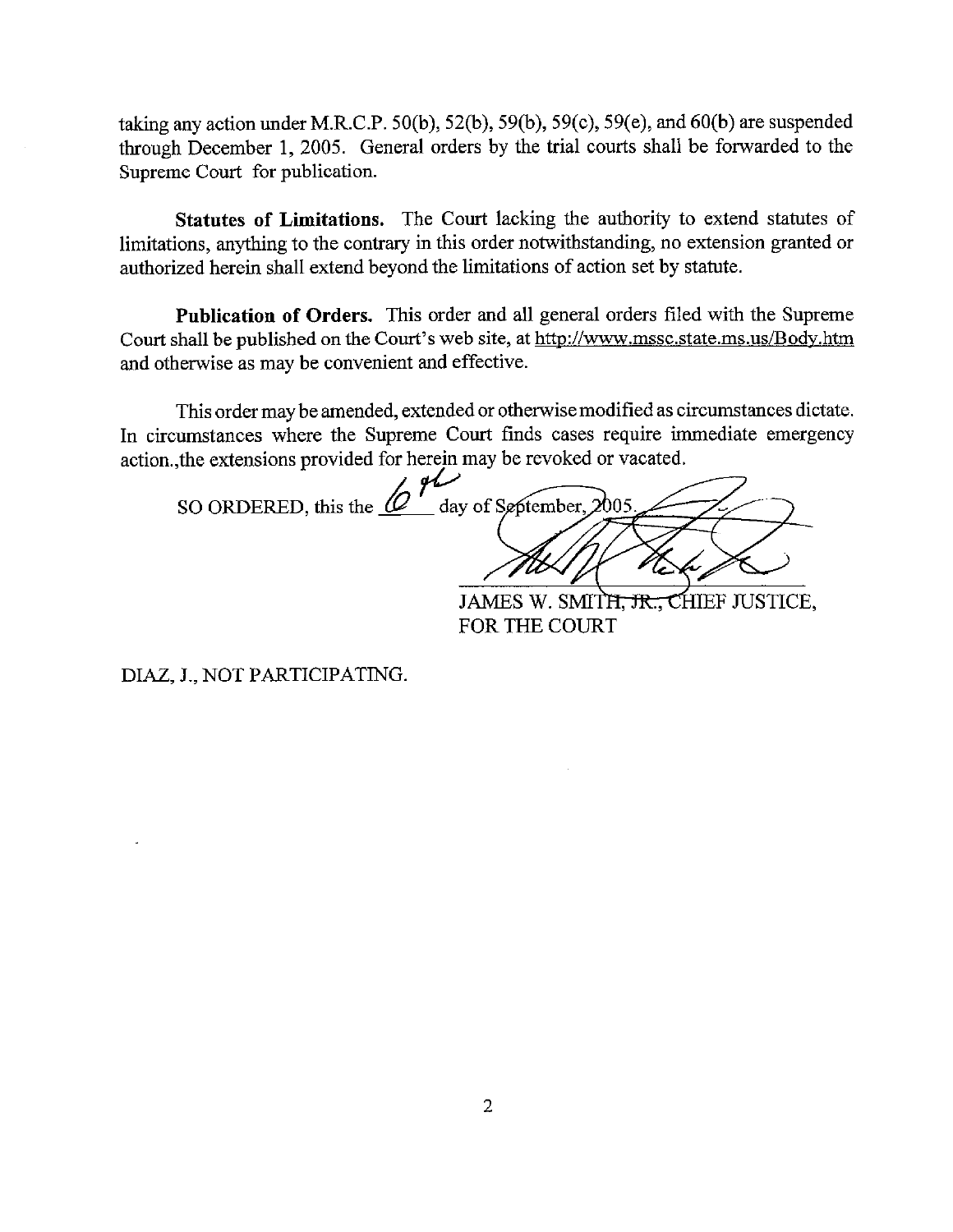taking any action under M.R.C.P. 50(b), 52(b), 59(b), 59(c), 59(e), and 60(b) are suspended through December 1, 2005. General orders by the trial courts shall be forwarded to the Supreme Court for publication.

**Statutes of Limitations.** The Court lacking the authority to extend statutes of limitations, anything to the contrary in this order notwithstanding, no extension granted or authorized herein shall extend beyond the limitations of action set by statute.

**Publication of Orders.** This order and all general orders filed with the Supreme Court shall be published on the Court's web site, at http://www.mssc.state.ms.us/Body.htm and otherwise as may be convenient and effective.

This order may be amended, extended or otherwise modified as circumstances dictate. In circumstances where the Supreme Court finds cases require immediate emergency action.,the extensions provided for herein may be revoked or vacated.

SO ORDERED, this the 6th day of September, 2005.

JAMES W. SMITH, JR., CHIEF JUSTICE,
FOR THE COURT

DIAZ, J., NOT PARTICIPATING.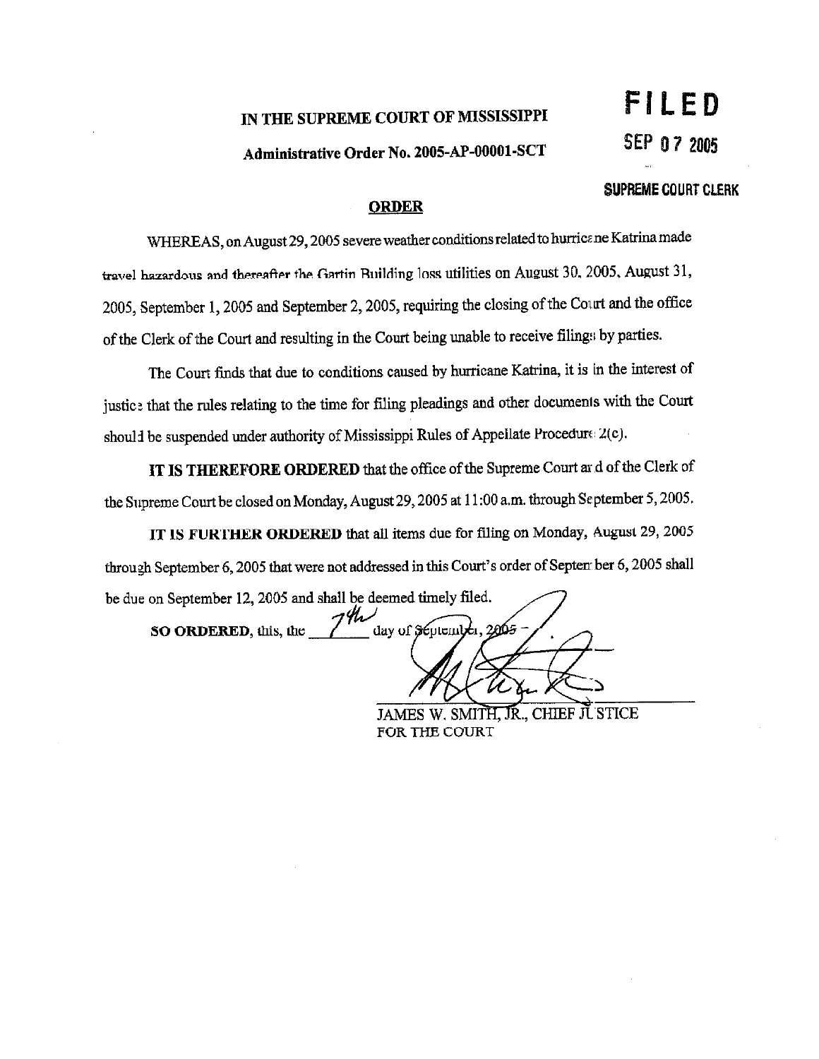**FILED**

**SEP 07 2005**

**SUPREME COURT CLERK**

**IN THE SUPREME COURT OF MISSISSIPPI**

**Administrative Order No. 2005-AP-00001-SCT**

**ORDER**

WHEREAS, on August 29, 2005 severe weather conditions related to hurricane Katrina made travel hazardous and thereafter the Gartin Building loss utilities on August 30, 2005, August 31, 2005, September 1, 2005 and September 2, 2005, requiring the closing of the Court and the office of the Clerk of the Court and resulting in the Court being unable to receive filings by parties.

The Court finds that due to conditions caused by hurricane Katrina, it is in the interest of justice that the rules relating to the time for filing pleadings and other documents with the Court should be suspended under authority of Mississippi Rules of Appellate Procedure 2(c).

**IT IS THEREFORE ORDERED** that the office of the Supreme Court and of the Clerk of the Supreme Court be closed on Monday, August 29, 2005 at 11:00 a.m. through September 5, 2005.

**IT IS FURTHER ORDERED** that all items due for filing on Monday, August 29, 2005 through September 6, 2005 that were not addressed in this Court's order of September 6, 2005 shall be due on September 12, 2005 and shall be deemed timely filed.

**SO ORDERED**, this, the 7th day of September, 2005.

JAMES W. SMITH, JR., CHIEF JUSTICE
FOR THE COURT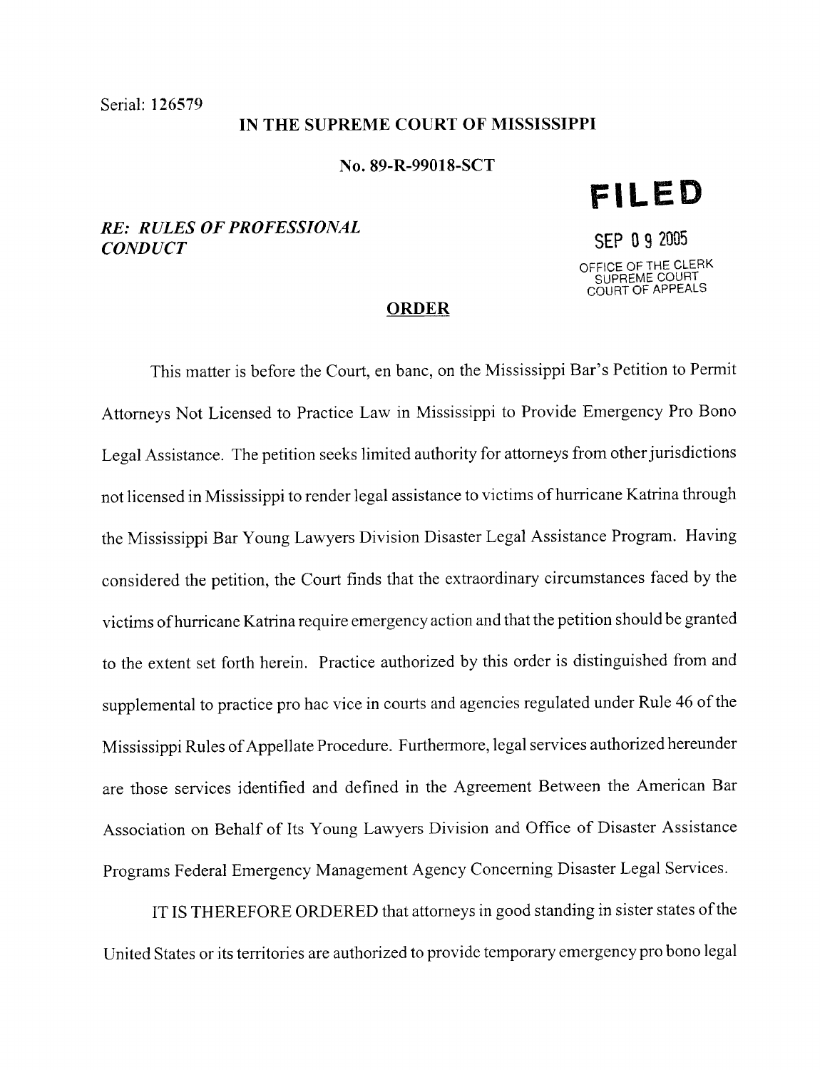Serial: 126579

**IN THE SUPREME COURT OF MISSISSIPPI**

**No. 89-R-99018-SCT**

***RE: RULES OF PROFESSIONAL CONDUCT***

**FILED**

SEP 09 2005

OFFICE OF THE CLERK
SUPREME COURT
COURT OF APPEALS

**ORDER**

This matter is before the Court, en banc, on the Mississippi Bar's Petition to Permit Attorneys Not Licensed to Practice Law in Mississippi to Provide Emergency Pro Bono Legal Assistance. The petition seeks limited authority for attorneys from other jurisdictions not licensed in Mississippi to render legal assistance to victims of hurricane Katrina through the Mississippi Bar Young Lawyers Division Disaster Legal Assistance Program. Having considered the petition, the Court finds that the extraordinary circumstances faced by the victims of hurricane Katrina require emergency action and that the petition should be granted to the extent set forth herein. Practice authorized by this order is distinguished from and supplemental to practice pro hac vice in courts and agencies regulated under Rule 46 of the Mississippi Rules of Appellate Procedure. Furthermore, legal services authorized hereunder are those services identified and defined in the Agreement Between the American Bar Association on Behalf of Its Young Lawyers Division and Office of Disaster Assistance Programs Federal Emergency Management Agency Concerning Disaster Legal Services.

IT IS THEREFORE ORDERED that attorneys in good standing in sister states of the United States or its territories are authorized to provide temporary emergency pro bono legal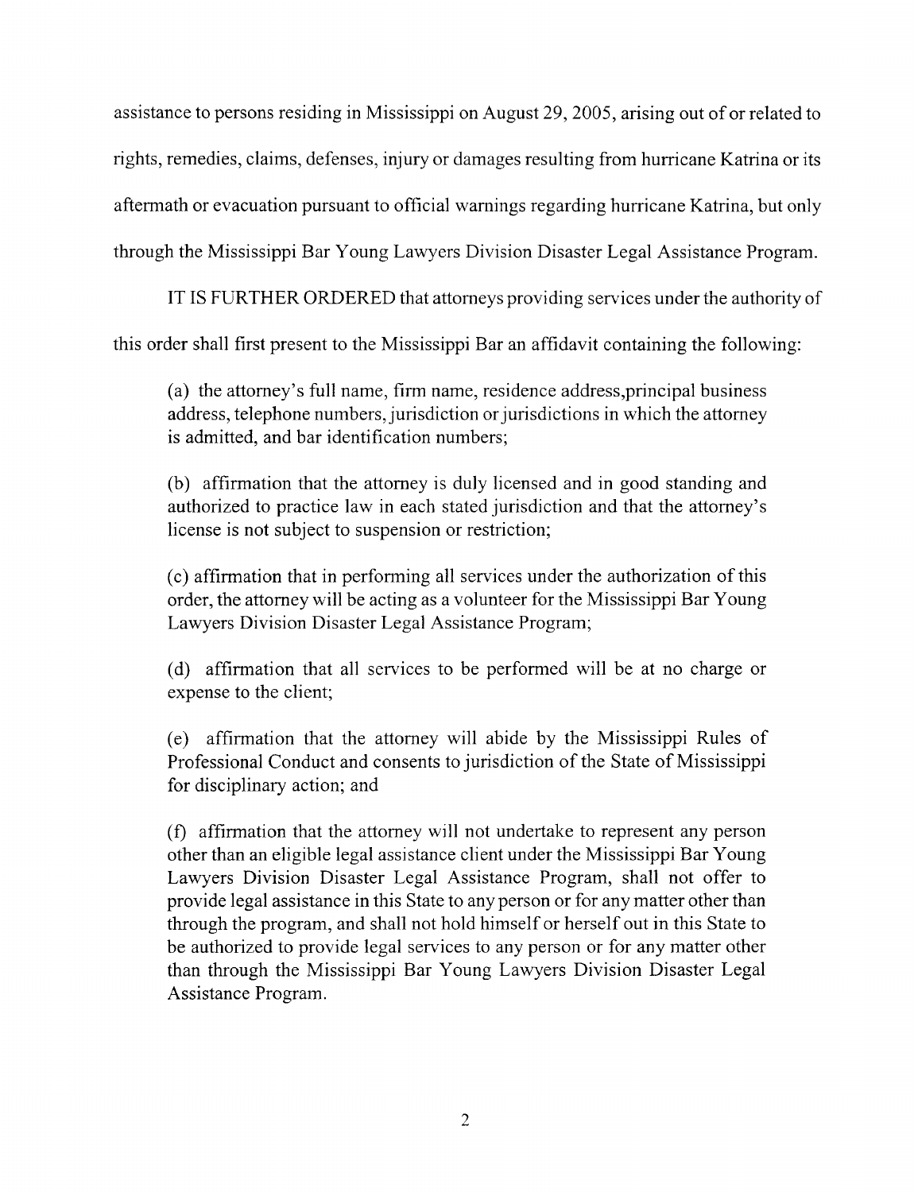assistance to persons residing in Mississippi on August 29, 2005, arising out of or related to rights, remedies, claims, defenses, injury or damages resulting from hurricane Katrina or its aftermath or evacuation pursuant to official warnings regarding hurricane Katrina, but only through the Mississippi Bar Young Lawyers Division Disaster Legal Assistance Program.

IT IS FURTHER ORDERED that attorneys providing services under the authority of this order shall first present to the Mississippi Bar an affidavit containing the following:

(a) the attorney's full name, firm name, residence address,principal business address, telephone numbers, jurisdiction or jurisdictions in which the attorney is admitted, and bar identification numbers;

(b) affirmation that the attorney is duly licensed and in good standing and authorized to practice law in each stated jurisdiction and that the attorney's license is not subject to suspension or restriction;

(c) affirmation that in performing all services under the authorization of this order, the attorney will be acting as a volunteer for the Mississippi Bar Young Lawyers Division Disaster Legal Assistance Program;

(d) affirmation that all services to be performed will be at no charge or expense to the client;

(e) affirmation that the attorney will abide by the Mississippi Rules of Professional Conduct and consents to jurisdiction of the State of Mississippi for disciplinary action; and

(f) affirmation that the attorney will not undertake to represent any person other than an eligible legal assistance client under the Mississippi Bar Young Lawyers Division Disaster Legal Assistance Program, shall not offer to provide legal assistance in this State to any person or for any matter other than through the program, and shall not hold himself or herself out in this State to be authorized to provide legal services to any person or for any matter other than through the Mississippi Bar Young Lawyers Division Disaster Legal Assistance Program.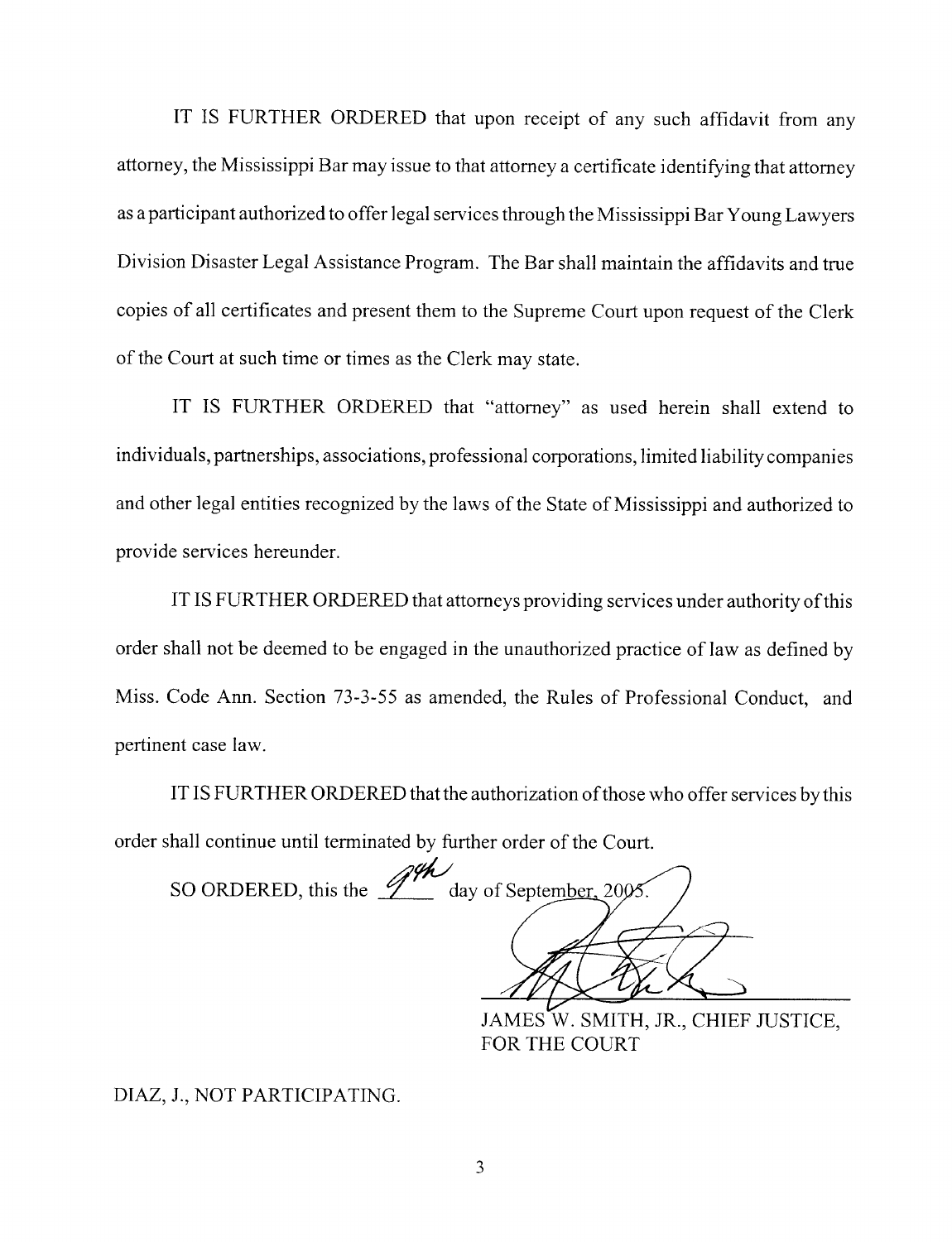IT IS FURTHER ORDERED that upon receipt of any such affidavit from any attorney, the Mississippi Bar may issue to that attorney a certificate identifying that attorney as a participant authorized to offer legal services through the Mississippi Bar Young Lawyers Division Disaster Legal Assistance Program. The Bar shall maintain the affidavits and true copies of all certificates and present them to the Supreme Court upon request of the Clerk of the Court at such time or times as the Clerk may state.

IT IS FURTHER ORDERED that "attorney" as used herein shall extend to individuals, partnerships, associations, professional corporations, limited liability companies and other legal entities recognized by the laws of the State of Mississippi and authorized to provide services hereunder.

IT IS FURTHER ORDERED that attorneys providing services under authority of this order shall not be deemed to be engaged in the unauthorized practice of law as defined by Miss. Code Ann. Section 73-3-55 as amended, the Rules of Professional Conduct, and pertinent case law.

IT IS FURTHER ORDERED that the authorization of those who offer services by this order shall continue until terminated by further order of the Court.

SO ORDERED, this the 9th day of September, 2005.

JAMES W. SMITH, JR., CHIEF JUSTICE,
FOR THE COURT

DIAZ, J., NOT PARTICIPATING.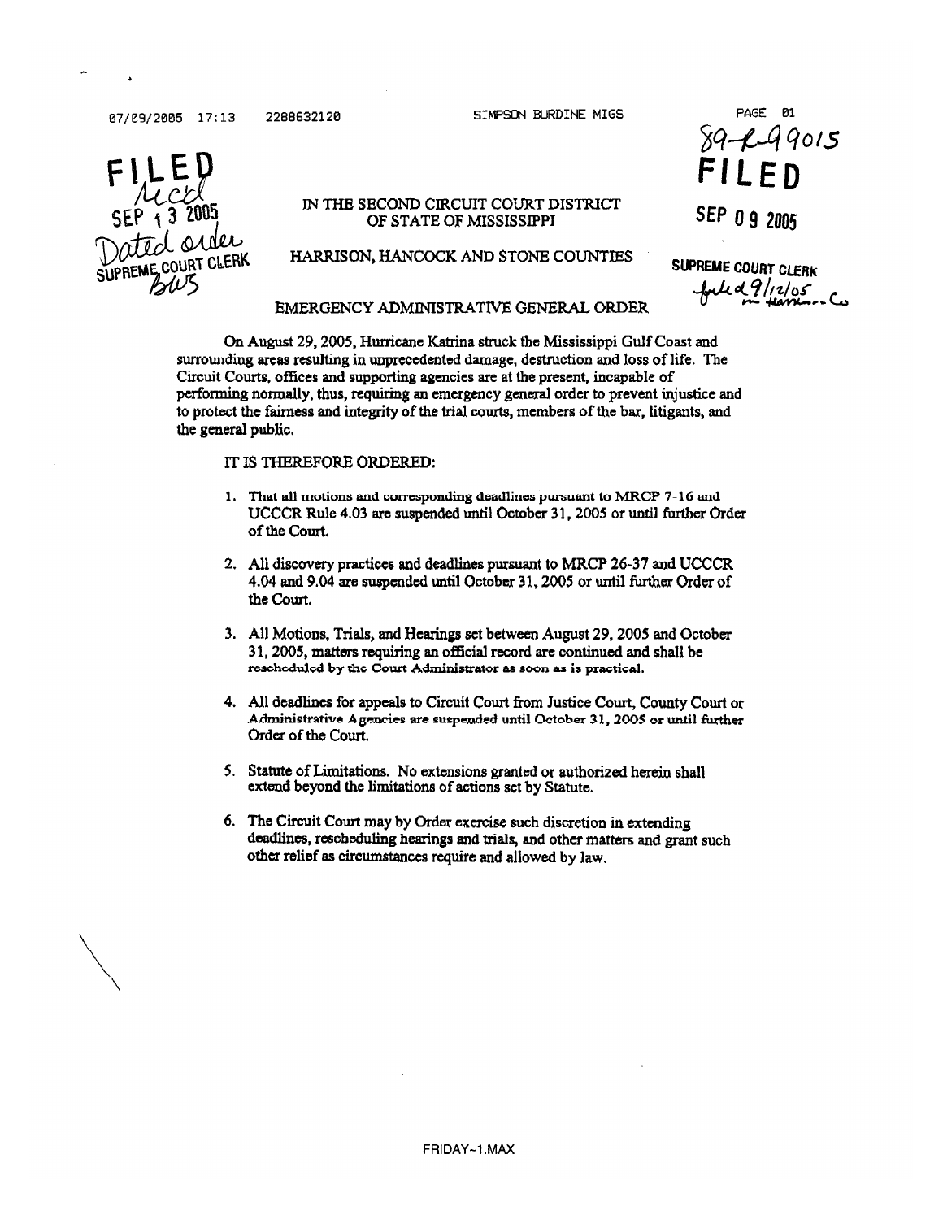89-R-99015

FILED

SEP 09 2005

SUPREME COURT CLERK

filed 9/12/05 in Harrison Co

FILED

Mccl

SEP 13 2005

Dated order

SUPREME COURT CLERK

BWS

IN THE SECOND CIRCUIT COURT DISTRICT
OF STATE OF MISSISSIPPI

HARRISON, HANCOCK AND STONE COUNTIES

EMERGENCY ADMINISTRATIVE GENERAL ORDER

On August 29, 2005, Hurricane Katrina struck the Mississippi Gulf Coast and surrounding areas resulting in unprecedented damage, destruction and loss of life. The Circuit Courts, offices and supporting agencies are at the present, incapable of performing normally, thus, requiring an emergency general order to prevent injustice and to protect the fairness and integrity of the trial courts, members of the bar, litigants, and the general public.

IT IS THEREFORE ORDERED:

1. That all motions and corresponding deadlines pursuant to MRCP 7-16 and UCCCR Rule 4.03 are suspended until October 31, 2005 or until further Order of the Court.

2. All discovery practices and deadlines pursuant to MRCP 26-37 and UCCCR 4.04 and 9.04 are suspended until October 31, 2005 or until further Order of the Court.

3. All Motions, Trials, and Hearings set between August 29, 2005 and October 31, 2005, matters requiring an official record are continued and shall be rescheduled by the Court Administrator as soon as is practical.

4. All deadlines for appeals to Circuit Court from Justice Court, County Court or Administrative Agencies are suspended until October 31, 2005 or until further Order of the Court.

5. Statute of Limitations. No extensions granted or authorized herein shall extend beyond the limitations of actions set by Statute.

6. The Circuit Court may by Order exercise such discretion in extending deadlines, rescheduling hearings and trials, and other matters and grant such other relief as circumstances require and allowed by law.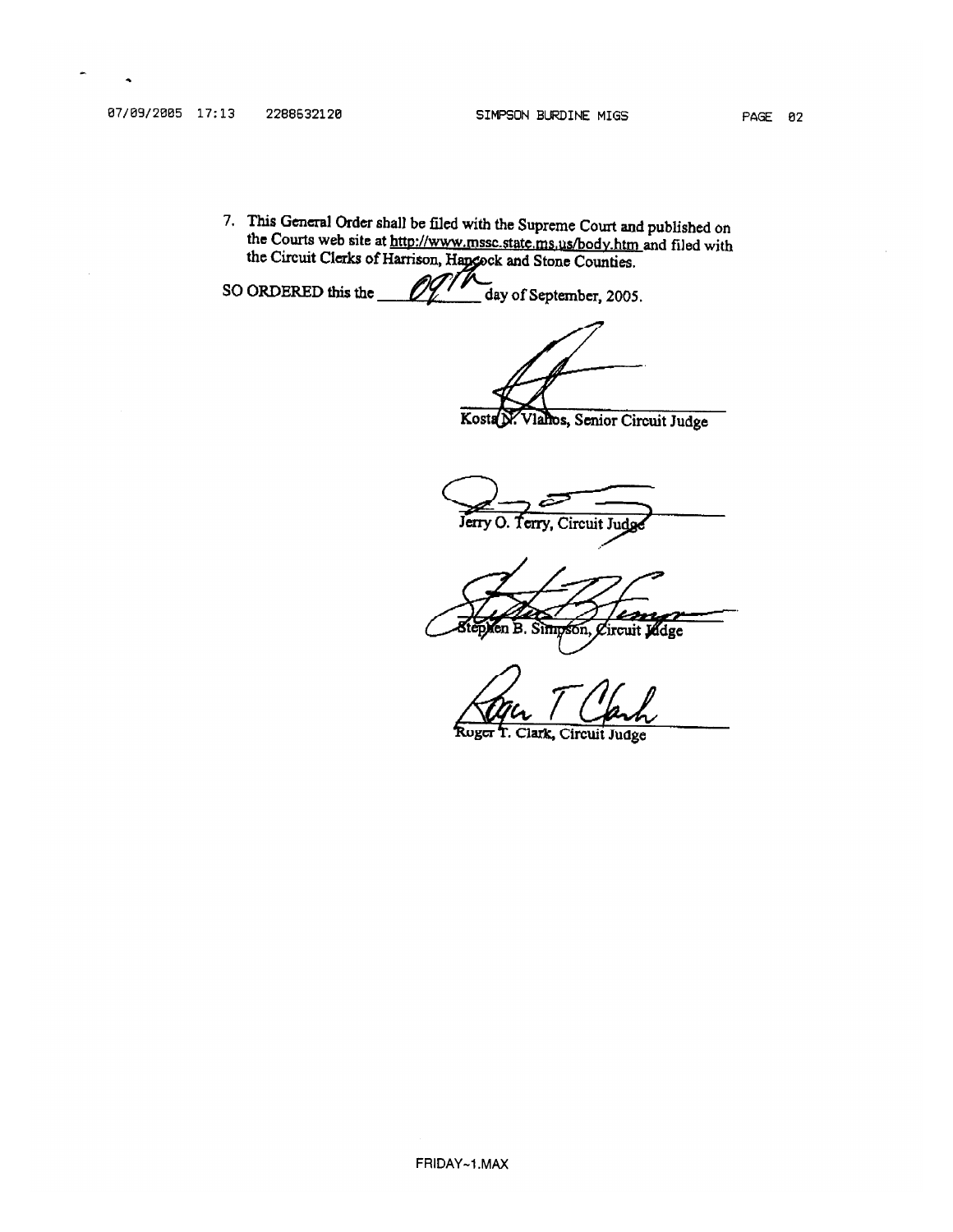7. This General Order shall be filed with the Supreme Court and published on the Courts web site at http://www.mssc.state.ms.us/body.htm and filed with the Circuit Clerks of Harrison, Hancock and Stone Counties.

SO ORDERED this the 09th day of September, 2005.

Kosta N. Vlahos, Senior Circuit Judge

Jerry O. Terry, Circuit Judge

Stephen B. Simpson, Circuit Judge

Roger T. Clark, Circuit Judge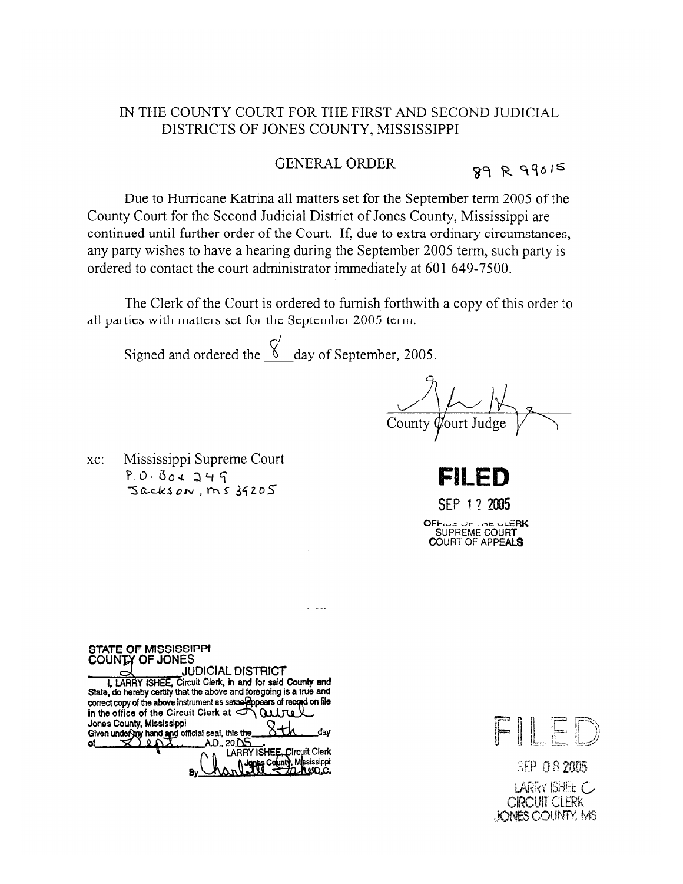IN THE COUNTY COURT FOR THE FIRST AND SECOND JUDICIAL DISTRICTS OF JONES COUNTY, MISSISSIPPI

GENERAL ORDER

89 R 99015

Due to Hurricane Katrina all matters set for the September term 2005 of the County Court for the Second Judicial District of Jones County, Mississippi are continued until further order of the Court. If, due to extra ordinary circumstances, any party wishes to have a hearing during the September 2005 term, such party is ordered to contact the court administrator immediately at 601 649-7500.

The Clerk of the Court is ordered to furnish forthwith a copy of this order to all parties with matters set for the September 2005 term.

Signed and ordered the 8 day of September, 2005.

County Court Judge

xc: Mississippi Supreme Court
P.O. Box 249
Jackson, MS 39205

**FILED**
SEP 12 2005
OFFICE OF THE CLERK
SUPREME COURT
COURT OF APPEALS

**STATE OF MISSISSIPPI**
**COUNTY OF JONES**
2 JUDICIAL DISTRICT
I, LARRY ISHEE, Circuit Clerk, in and for said County and State, do hereby certify that the above and foregoing is a true and correct copy of the above instrument as same appears of record on file in the office of the Circuit Clerk at Laurel
Jones County, Mississippi
Given under my hand and official seal, this the 8th day of Sept. A.D., 2005.
LARRY ISHEE, Circuit Clerk
Jones County, Mississippi
By Charlotte Stephens D.C.

FILED
SEP 08 2005
LARRY ISHEE C
CIRCUIT CLERK
JONES COUNTY, MS